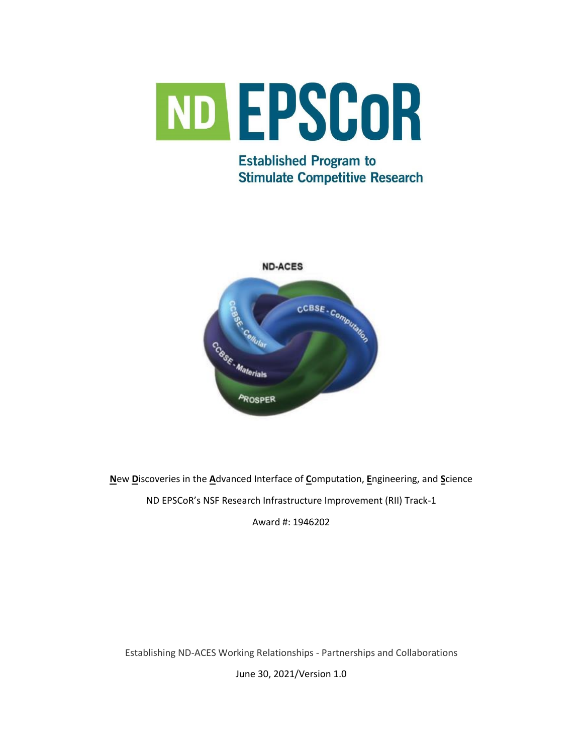# ND EPSCoR

Established Program to Stimulate Competitive Research

ND-ACES

**N**ew **D**iscoveries in the **A**dvanced Interface of **C**omputation, **E**ngineering, and **S**cience

ND EPSCoR's NSF Research Infrastructure Improvement (RII) Track-1

Award #: 1946202

Establishing ND-ACES Working Relationships - Partnerships and Collaborations

June 30, 2021/Version 1.0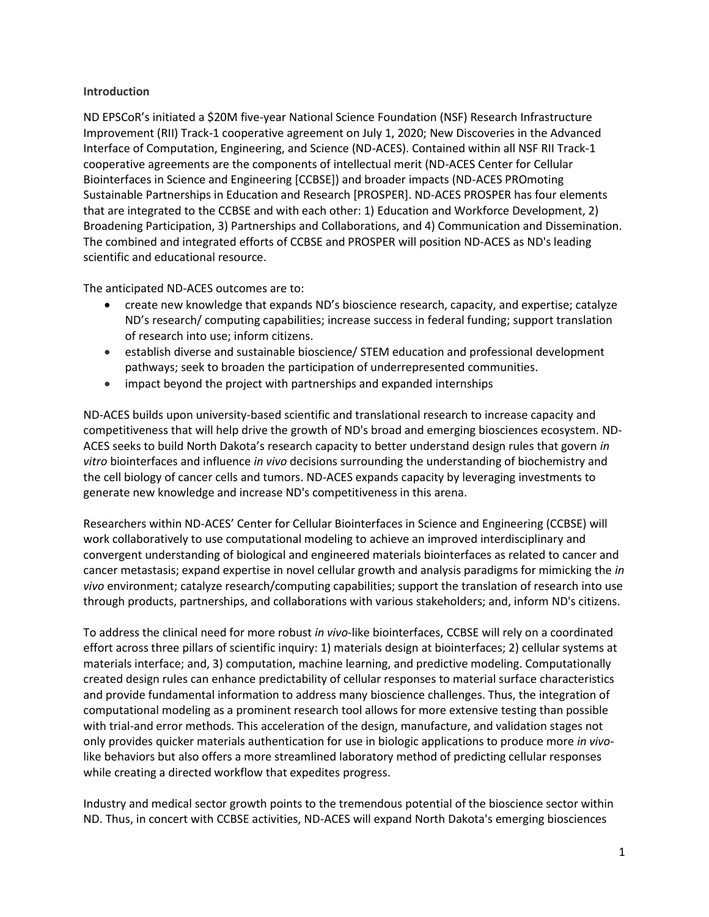**Introduction**

ND EPSCoR's initiated a $20M five-year National Science Foundation (NSF) Research Infrastructure Improvement (RII) Track-1 cooperative agreement on July 1, 2020; New Discoveries in the Advanced Interface of Computation, Engineering, and Science (ND-ACES). Contained within all NSF RII Track-1 cooperative agreements are the components of intellectual merit (ND-ACES Center for Cellular Biointerfaces in Science and Engineering [CCBSE]) and broader impacts (ND-ACES PROmoting Sustainable Partnerships in Education and Research [PROSPER]. ND-ACES PROSPER has four elements that are integrated to the CCBSE and with each other: 1) Education and Workforce Development, 2) Broadening Participation, 3) Partnerships and Collaborations, and 4) Communication and Dissemination. The combined and integrated efforts of CCBSE and PROSPER will position ND-ACES as ND's leading scientific and educational resource.

The anticipated ND-ACES outcomes are to:

- create new knowledge that expands ND's bioscience research, capacity, and expertise; catalyze ND's research/ computing capabilities; increase success in federal funding; support translation of research into use; inform citizens.
- establish diverse and sustainable bioscience/ STEM education and professional development pathways; seek to broaden the participation of underrepresented communities.
- impact beyond the project with partnerships and expanded internships

ND-ACES builds upon university-based scientific and translational research to increase capacity and competitiveness that will help drive the growth of ND's broad and emerging biosciences ecosystem. ND-ACES seeks to build North Dakota's research capacity to better understand design rules that govern *in vitro* biointerfaces and influence *in vivo* decisions surrounding the understanding of biochemistry and the cell biology of cancer cells and tumors. ND-ACES expands capacity by leveraging investments to generate new knowledge and increase ND's competitiveness in this arena.

Researchers within ND-ACES' Center for Cellular Biointerfaces in Science and Engineering (CCBSE) will work collaboratively to use computational modeling to achieve an improved interdisciplinary and convergent understanding of biological and engineered materials biointerfaces as related to cancer and cancer metastasis; expand expertise in novel cellular growth and analysis paradigms for mimicking the *in vivo* environment; catalyze research/computing capabilities; support the translation of research into use through products, partnerships, and collaborations with various stakeholders; and, inform ND's citizens.

To address the clinical need for more robust *in vivo*-like biointerfaces, CCBSE will rely on a coordinated effort across three pillars of scientific inquiry: 1) materials design at biointerfaces; 2) cellular systems at materials interface; and, 3) computation, machine learning, and predictive modeling. Computationally created design rules can enhance predictability of cellular responses to material surface characteristics and provide fundamental information to address many bioscience challenges. Thus, the integration of computational modeling as a prominent research tool allows for more extensive testing than possible with trial-and error methods. This acceleration of the design, manufacture, and validation stages not only provides quicker materials authentication for use in biologic applications to produce more *in vivo*-like behaviors but also offers a more streamlined laboratory method of predicting cellular responses while creating a directed workflow that expedites progress.

Industry and medical sector growth points to the tremendous potential of the bioscience sector within ND. Thus, in concert with CCBSE activities, ND-ACES will expand North Dakota's emerging biosciences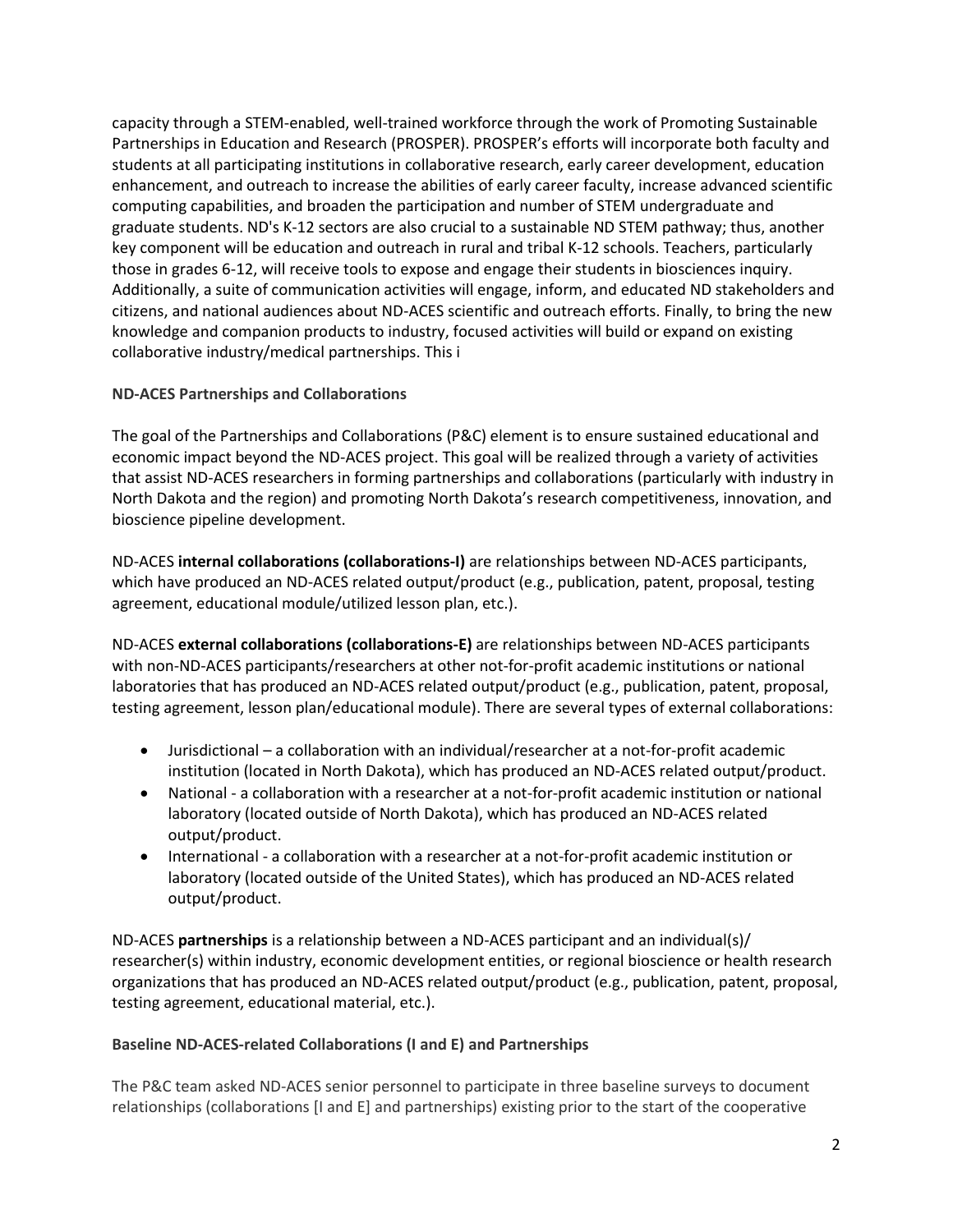capacity through a STEM-enabled, well-trained workforce through the work of Promoting Sustainable Partnerships in Education and Research (PROSPER). PROSPER's efforts will incorporate both faculty and students at all participating institutions in collaborative research, early career development, education enhancement, and outreach to increase the abilities of early career faculty, increase advanced scientific computing capabilities, and broaden the participation and number of STEM undergraduate and graduate students. ND's K-12 sectors are also crucial to a sustainable ND STEM pathway; thus, another key component will be education and outreach in rural and tribal K-12 schools. Teachers, particularly those in grades 6-12, will receive tools to expose and engage their students in biosciences inquiry. Additionally, a suite of communication activities will engage, inform, and educated ND stakeholders and citizens, and national audiences about ND-ACES scientific and outreach efforts. Finally, to bring the new knowledge and companion products to industry, focused activities will build or expand on existing collaborative industry/medical partnerships. This i

**ND-ACES Partnerships and Collaborations**

The goal of the Partnerships and Collaborations (P&C) element is to ensure sustained educational and economic impact beyond the ND-ACES project. This goal will be realized through a variety of activities that assist ND-ACES researchers in forming partnerships and collaborations (particularly with industry in North Dakota and the region) and promoting North Dakota's research competitiveness, innovation, and bioscience pipeline development.

ND-ACES **internal collaborations (collaborations-I)** are relationships between ND-ACES participants, which have produced an ND-ACES related output/product (e.g., publication, patent, proposal, testing agreement, educational module/utilized lesson plan, etc.).

ND-ACES **external collaborations (collaborations-E)** are relationships between ND-ACES participants with non-ND-ACES participants/researchers at other not-for-profit academic institutions or national laboratories that has produced an ND-ACES related output/product (e.g., publication, patent, proposal, testing agreement, lesson plan/educational module). There are several types of external collaborations:

- Jurisdictional – a collaboration with an individual/researcher at a not-for-profit academic institution (located in North Dakota), which has produced an ND-ACES related output/product.
- National - a collaboration with a researcher at a not-for-profit academic institution or national laboratory (located outside of North Dakota), which has produced an ND-ACES related output/product.
- International - a collaboration with a researcher at a not-for-profit academic institution or laboratory (located outside of the United States), which has produced an ND-ACES related output/product.

ND-ACES **partnerships** is a relationship between a ND-ACES participant and an individual(s)/ researcher(s) within industry, economic development entities, or regional bioscience or health research organizations that has produced an ND-ACES related output/product (e.g., publication, patent, proposal, testing agreement, educational material, etc.).

**Baseline ND-ACES-related Collaborations (I and E) and Partnerships**

The P&C team asked ND-ACES senior personnel to participate in three baseline surveys to document relationships (collaborations [I and E] and partnerships) existing prior to the start of the cooperative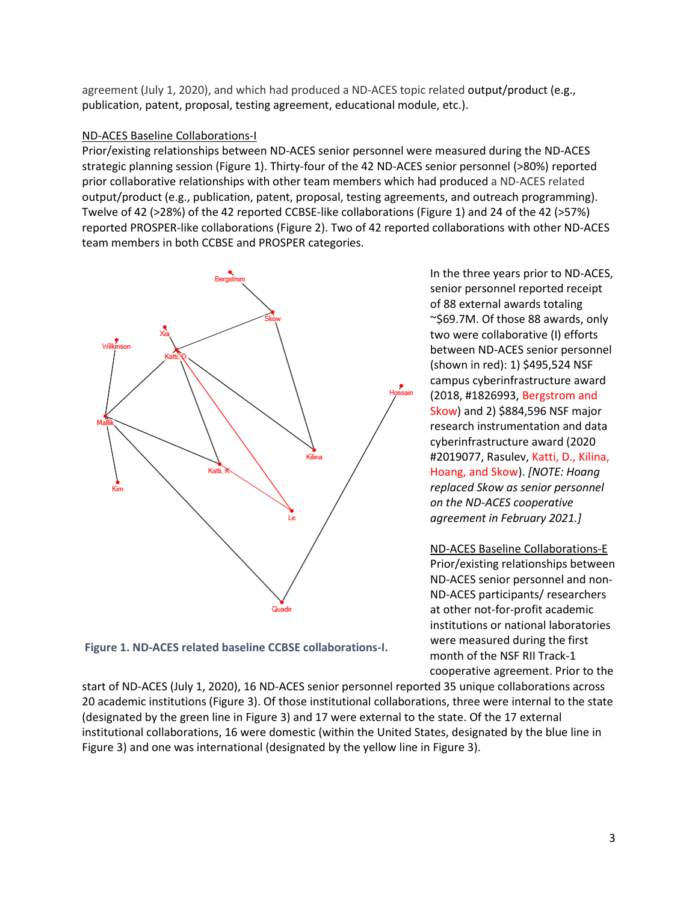agreement (July 1, 2020), and which had produced a ND-ACES topic related output/product (e.g., publication, patent, proposal, testing agreement, educational module, etc.).

ND-ACES Baseline Collaborations-I

Prior/existing relationships between ND-ACES senior personnel were measured during the ND-ACES strategic planning session (Figure 1). Thirty-four of the 42 ND-ACES senior personnel (>80%) reported prior collaborative relationships with other team members which had produced a ND-ACES related output/product (e.g., publication, patent, proposal, testing agreements, and outreach programming). Twelve of 42 (>28%) of the 42 reported CCBSE-like collaborations (Figure 1) and 24 of the 42 (>57%) reported PROSPER-like collaborations (Figure 2). Two of 42 reported collaborations with other ND-ACES team members in both CCBSE and PROSPER categories.

**Figure 1. ND-ACES related baseline CCBSE collaborations-I.**

In the three years prior to ND-ACES, senior personnel reported receipt of 88 external awards totaling ~$69.7M. Of those 88 awards, only two were collaborative (I) efforts between ND-ACES senior personnel (shown in red): 1) $495,524 NSF campus cyberinfrastructure award (2018, #1826993, Bergstrom and Skow) and 2) $884,596 NSF major research instrumentation and data cyberinfrastructure award (2020 #2019077, Rasulev, Katti, D., Kilina, Hoang, and Skow). *[NOTE: Hoang replaced Skow as senior personnel on the ND-ACES cooperative agreement in February 2021.]*

ND-ACES Baseline Collaborations-E

Prior/existing relationships between ND-ACES senior personnel and non-ND-ACES participants/ researchers at other not-for-profit academic institutions or national laboratories were measured during the first month of the NSF RII Track-1 cooperative agreement. Prior to the start of ND-ACES (July 1, 2020), 16 ND-ACES senior personnel reported 35 unique collaborations across 20 academic institutions (Figure 3). Of those institutional collaborations, three were internal to the state (designated by the green line in Figure 3) and 17 were external to the state. Of the 17 external institutional collaborations, 16 were domestic (within the United States, designated by the blue line in Figure 3) and one was international (designated by the yellow line in Figure 3).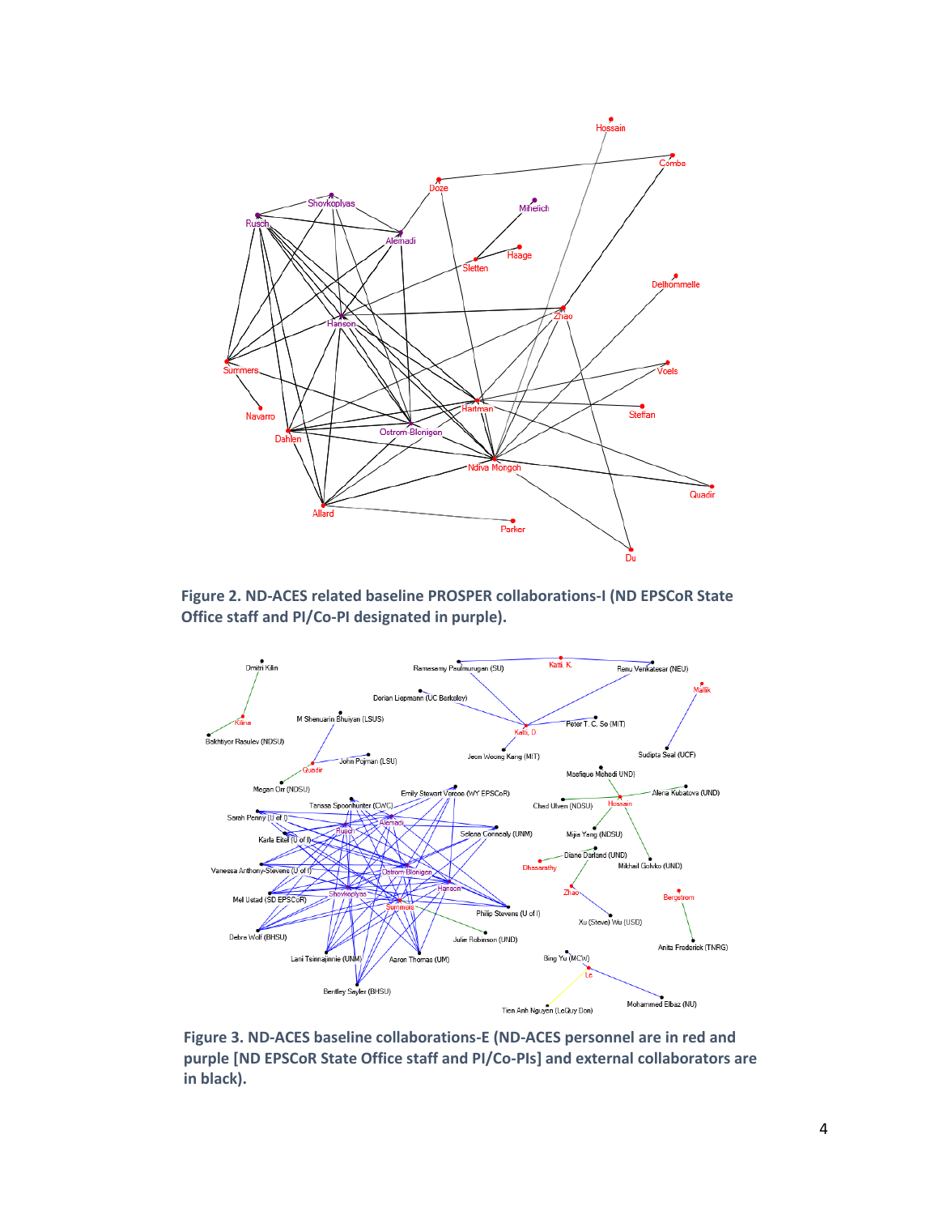**Figure 2. ND-ACES related baseline PROSPER collaborations-I (ND EPSCoR State Office staff and PI/Co-PI designated in purple).**

**Figure 3. ND-ACES baseline collaborations-E (ND-ACES personnel are in red and purple [ND EPSCoR State Office staff and PI/Co-PIs] and external collaborators are in black).**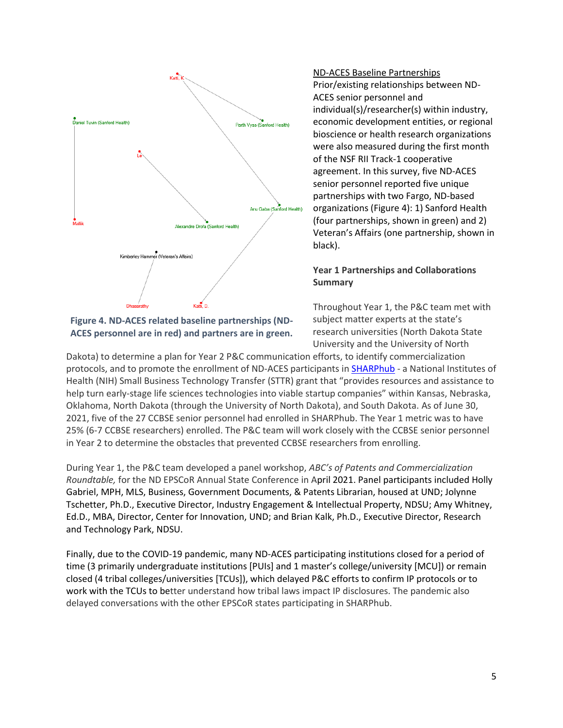Figure 4. ND-ACES related baseline partnerships (ND-ACES personnel are in red) and partners are in green.

ND-ACES Baseline Partnerships

Prior/existing relationships between ND-ACES senior personnel and individual(s)/researcher(s) within industry, economic development entities, or regional bioscience or health research organizations were also measured during the first month of the NSF RII Track-1 cooperative agreement. In this survey, five ND-ACES senior personnel reported five unique partnerships with two Fargo, ND-based organizations (Figure 4): 1) Sanford Health (four partnerships, shown in green) and 2) Veteran's Affairs (one partnership, shown in black).

**Year 1 Partnerships and Collaborations Summary**

Throughout Year 1, the P&C team met with subject matter experts at the state's research universities (North Dakota State University and the University of North Dakota) to determine a plan for Year 2 P&C communication efforts, to identify commercialization protocols, and to promote the enrollment of ND-ACES participants in SHARPhub - a National Institutes of Health (NIH) Small Business Technology Transfer (STTR) grant that "provides resources and assistance to help turn early-stage life sciences technologies into viable startup companies" within Kansas, Nebraska, Oklahoma, North Dakota (through the University of North Dakota), and South Dakota. As of June 30, 2021, five of the 27 CCBSE senior personnel had enrolled in SHARPhub. The Year 1 metric was to have 25% (6-7 CCBSE researchers) enrolled. The P&C team will work closely with the CCBSE senior personnel in Year 2 to determine the obstacles that prevented CCBSE researchers from enrolling.

During Year 1, the P&C team developed a panel workshop, *ABC's of Patents and Commercialization Roundtable,* for the ND EPSCoR Annual State Conference in April 2021. Panel participants included Holly Gabriel, MPH, MLS, Business, Government Documents, & Patents Librarian, housed at UND; Jolynne Tschetter, Ph.D., Executive Director, Industry Engagement & Intellectual Property, NDSU; Amy Whitney, Ed.D., MBA, Director, Center for Innovation, UND; and Brian Kalk, Ph.D., Executive Director, Research and Technology Park, NDSU.

Finally, due to the COVID-19 pandemic, many ND-ACES participating institutions closed for a period of time (3 primarily undergraduate institutions [PUIs] and 1 master's college/university [MCU]) or remain closed (4 tribal colleges/universities [TCUs]), which delayed P&C efforts to confirm IP protocols or to work with the TCUs to better understand how tribal laws impact IP disclosures. The pandemic also delayed conversations with the other EPSCoR states participating in SHARPhub.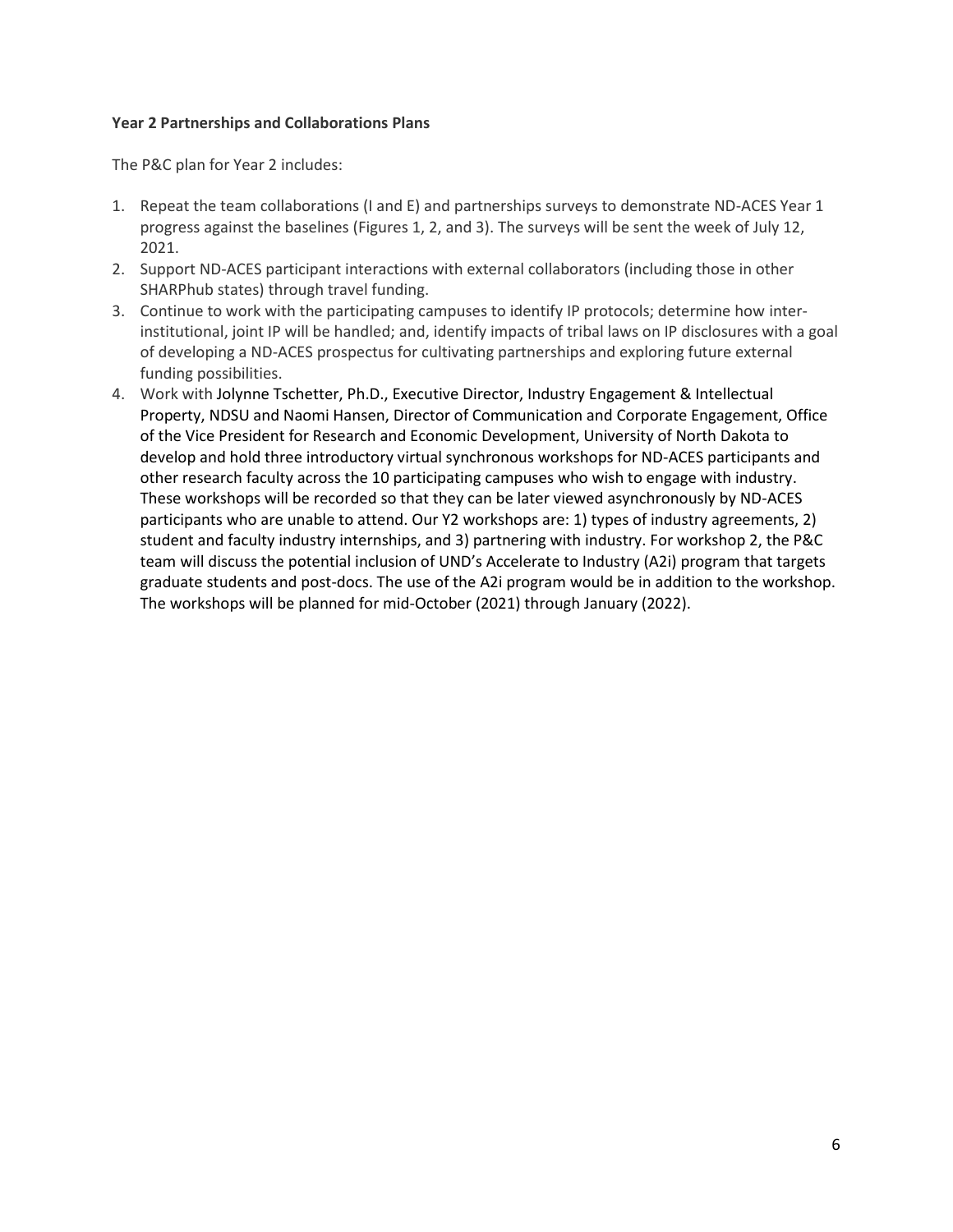**Year 2 Partnerships and Collaborations Plans**

The P&C plan for Year 2 includes:

1. Repeat the team collaborations (I and E) and partnerships surveys to demonstrate ND-ACES Year 1 progress against the baselines (Figures 1, 2, and 3). The surveys will be sent the week of July 12, 2021.
2. Support ND-ACES participant interactions with external collaborators (including those in other SHARPhub states) through travel funding.
3. Continue to work with the participating campuses to identify IP protocols; determine how inter-institutional, joint IP will be handled; and, identify impacts of tribal laws on IP disclosures with a goal of developing a ND-ACES prospectus for cultivating partnerships and exploring future external funding possibilities.
4. Work with Jolynne Tschetter, Ph.D., Executive Director, Industry Engagement & Intellectual Property, NDSU and Naomi Hansen, Director of Communication and Corporate Engagement, Office of the Vice President for Research and Economic Development, University of North Dakota to develop and hold three introductory virtual synchronous workshops for ND-ACES participants and other research faculty across the 10 participating campuses who wish to engage with industry. These workshops will be recorded so that they can be later viewed asynchronously by ND-ACES participants who are unable to attend. Our Y2 workshops are: 1) types of industry agreements, 2) student and faculty industry internships, and 3) partnering with industry. For workshop 2, the P&C team will discuss the potential inclusion of UND's Accelerate to Industry (A2i) program that targets graduate students and post-docs. The use of the A2i program would be in addition to the workshop. The workshops will be planned for mid-October (2021) through January (2022).